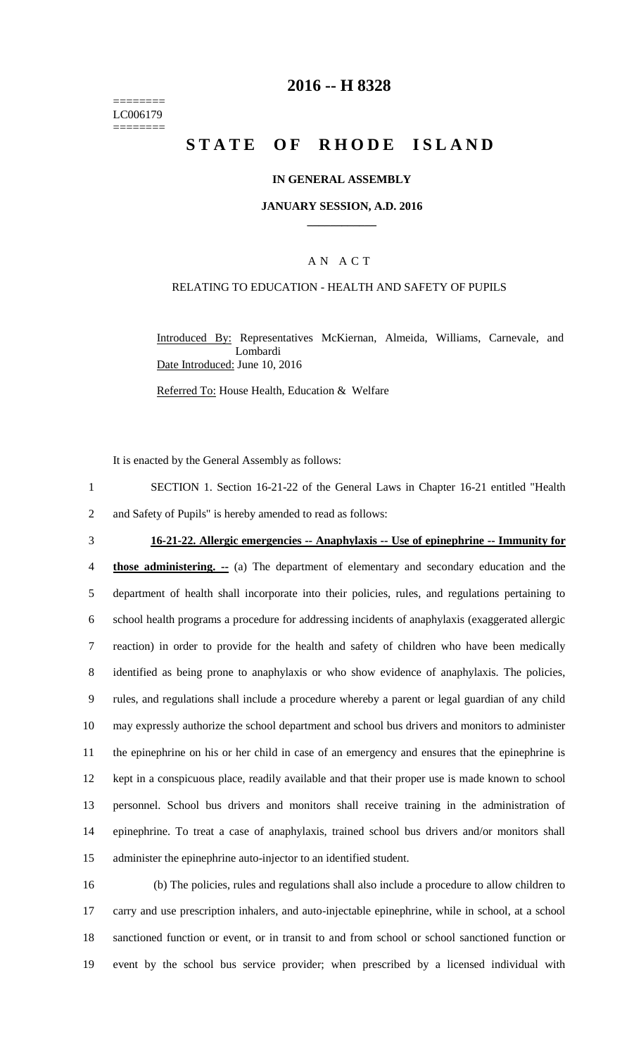========
LC006179
========

# 2016 -- H 8328

# STATE OF RHODE ISLAND

**IN GENERAL ASSEMBLY**

**JANUARY SESSION, A.D. 2016**

## A N A C T

RELATING TO EDUCATION - HEALTH AND SAFETY OF PUPILS

Introduced By: Representatives McKiernan, Almeida, Williams, Carnevale, and Lombardi

Date Introduced: June 10, 2016

Referred To: House Health, Education & Welfare

It is enacted by the General Assembly as follows:

1 SECTION 1. Section 16-21-22 of the General Laws in Chapter 16-21 entitled "Health
2 and Safety of Pupils" is hereby amended to read as follows:

3 **16-21-22. Allergic emergencies -- Anaphylaxis -- Use of epinephrine -- Immunity for**
4 **those administering. --** (a) The department of elementary and secondary education and the
5 department of health shall incorporate into their policies, rules, and regulations pertaining to
6 school health programs a procedure for addressing incidents of anaphylaxis (exaggerated allergic
7 reaction) in order to provide for the health and safety of children who have been medically
8 identified as being prone to anaphylaxis or who show evidence of anaphylaxis. The policies,
9 rules, and regulations shall include a procedure whereby a parent or legal guardian of any child
10 may expressly authorize the school department and school bus drivers and monitors to administer
11 the epinephrine on his or her child in case of an emergency and ensures that the epinephrine is
12 kept in a conspicuous place, readily available and that their proper use is made known to school
13 personnel. School bus drivers and monitors shall receive training in the administration of
14 epinephrine. To treat a case of anaphylaxis, trained school bus drivers and/or monitors shall
15 administer the epinephrine auto-injector to an identified student.

16 (b) The policies, rules and regulations shall also include a procedure to allow children to
17 carry and use prescription inhalers, and auto-injectable epinephrine, while in school, at a school
18 sanctioned function or event, or in transit to and from school or school sanctioned function or
19 event by the school bus service provider; when prescribed by a licensed individual with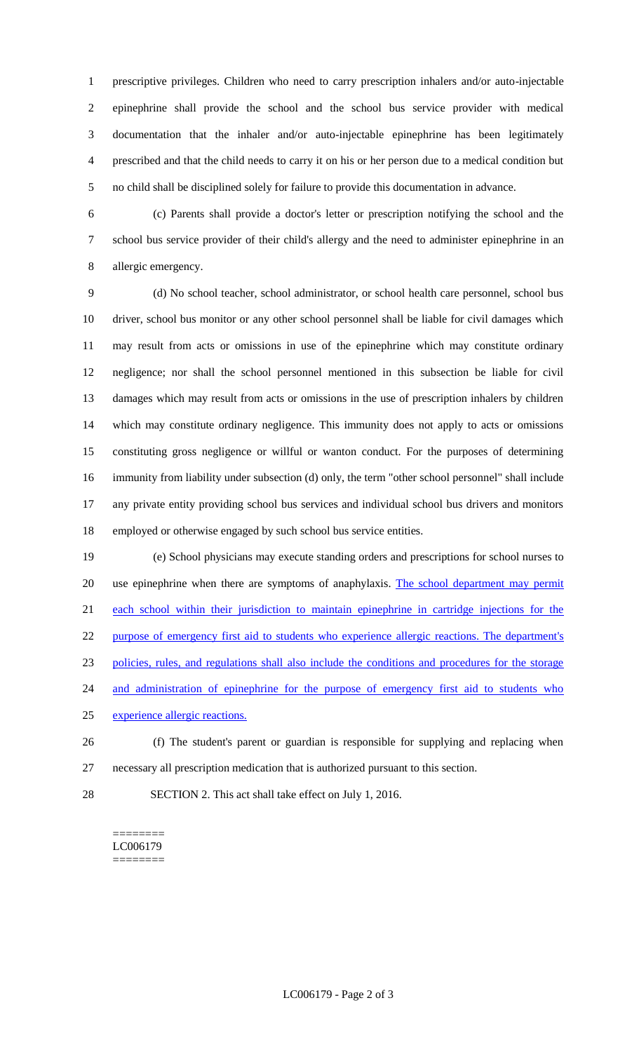prescriptive privileges. Children who need to carry prescription inhalers and/or auto-injectable epinephrine shall provide the school and the school bus service provider with medical documentation that the inhaler and/or auto-injectable epinephrine has been legitimately prescribed and that the child needs to carry it on his or her person due to a medical condition but no child shall be disciplined solely for failure to provide this documentation in advance.

(c) Parents shall provide a doctor's letter or prescription notifying the school and the school bus service provider of their child's allergy and the need to administer epinephrine in an allergic emergency.

(d) No school teacher, school administrator, or school health care personnel, school bus driver, school bus monitor or any other school personnel shall be liable for civil damages which may result from acts or omissions in use of the epinephrine which may constitute ordinary negligence; nor shall the school personnel mentioned in this subsection be liable for civil damages which may result from acts or omissions in the use of prescription inhalers by children which may constitute ordinary negligence. This immunity does not apply to acts or omissions constituting gross negligence or willful or wanton conduct. For the purposes of determining immunity from liability under subsection (d) only, the term "other school personnel" shall include any private entity providing school bus services and individual school bus drivers and monitors employed or otherwise engaged by such school bus service entities.

(e) School physicians may execute standing orders and prescriptions for school nurses to use epinephrine when there are symptoms of anaphylaxis. The school department may permit each school within their jurisdiction to maintain epinephrine in cartridge injections for the purpose of emergency first aid to students who experience allergic reactions. The department's policies, rules, and regulations shall also include the conditions and procedures for the storage and administration of epinephrine for the purpose of emergency first aid to students who experience allergic reactions.

(f) The student's parent or guardian is responsible for supplying and replacing when necessary all prescription medication that is authorized pursuant to this section.

SECTION 2. This act shall take effect on July 1, 2016.

========
LC006179
========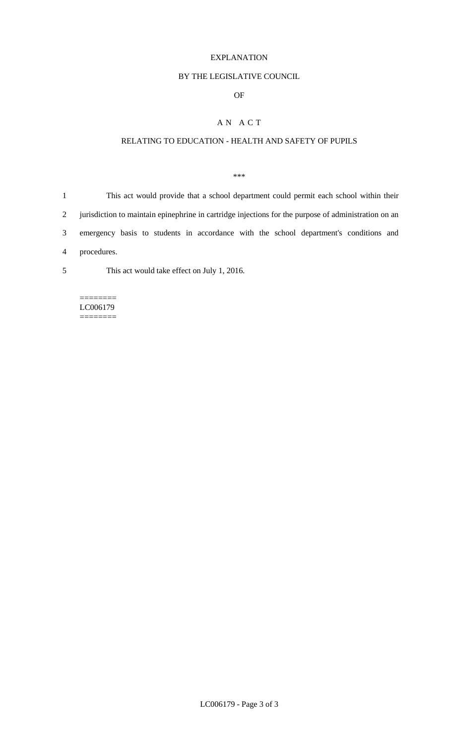EXPLANATION

BY THE LEGISLATIVE COUNCIL

OF

A N A C T

RELATING TO EDUCATION - HEALTH AND SAFETY OF PUPILS

\*\*\*

This act would provide that a school department could permit each school within their jurisdiction to maintain epinephrine in cartridge injections for the purpose of administration on an emergency basis to students in accordance with the school department's conditions and procedures.

This act would take effect on July 1, 2016.

========
LC006179
========